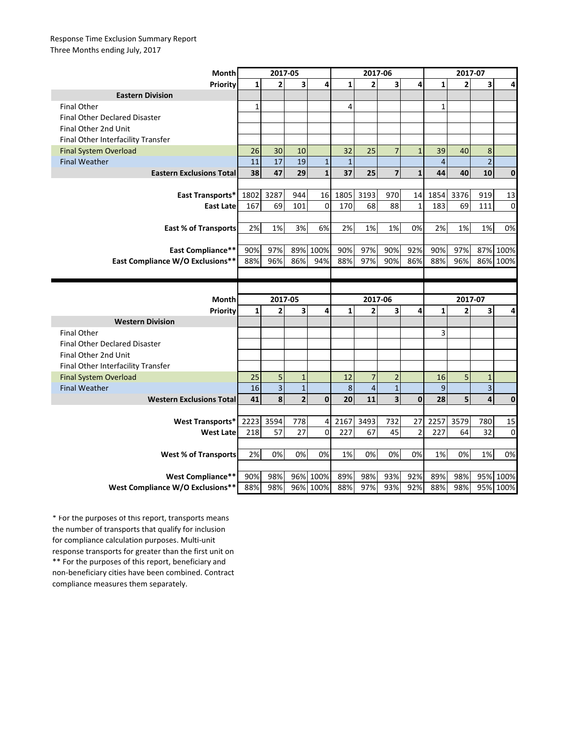Response Time Exclusion Summary Report
Three Months ending July, 2017

| Month | 2017-05 | | | | 2017-06 | | | | 2017-07 | | | |
|---|---|---|---|---|---|---|---|---|---|---|---|---|
| Priority | 1 | 2 | 3 | 4 | 1 | 2 | 3 | 4 | 1 | 2 | 3 | 4 |
| **Eastern Division** | | | | | | | | | | | | |
| Final Other | 1 | | | | 4 | | | | 1 | | | |
| Final Other Declared Disaster | | | | | | | | | | | | |
| Final Other 2nd Unit | | | | | | | | | | | | |
| Final Other Interfacility Transfer | | | | | | | | | | | | |
| Final System Overload | 26 | 30 | 10 | | 32 | 25 | 7 | 1 | 39 | 40 | 8 | |
| Final Weather | 11 | 17 | 19 | 1 | 1 | | | | 4 | | 2 | |
| **Eastern Exclusions Total** | **38** | **47** | **29** | **1** | **37** | **25** | **7** | **1** | **44** | **40** | **10** | **0** |
| | | | | | | | | | | | | |
| **East Transports*** | 1802 | 3287 | 944 | 16 | 1805 | 3193 | 970 | 14 | 1854 | 3376 | 919 | 13 |
| **East Late** | 167 | 69 | 101 | 0 | 170 | 68 | 88 | 1 | 183 | 69 | 111 | 0 |
| | | | | | | | | | | | | |
| **East % of Transports** | 2% | 1% | 3% | 6% | 2% | 1% | 1% | 0% | 2% | 1% | 1% | 0% |
| | | | | | | | | | | | | |
| **East Compliance**** | 90% | 97% | 89% | 100% | 90% | 97% | 90% | 92% | 90% | 97% | 87% | 100% |
| **East Compliance W/O Exclusions**** | 88% | 96% | 86% | 94% | 88% | 97% | 90% | 86% | 88% | 96% | 86% | 100% |

| Month | 2017-05 | | | | 2017-06 | | | | 2017-07 | | | |
|---|---|---|---|---|---|---|---|---|---|---|---|---|
| Priority | 1 | 2 | 3 | 4 | 1 | 2 | 3 | 4 | 1 | 2 | 3 | 4 |
| **Western Division** | | | | | | | | | | | | |
| Final Other | | | | | | | | | 3 | | | |
| Final Other Declared Disaster | | | | | | | | | | | | |
| Final Other 2nd Unit | | | | | | | | | | | | |
| Final Other Interfacility Transfer | | | | | | | | | | | | |
| Final System Overload | 25 | 5 | 1 | | 12 | 7 | 2 | | 16 | 5 | 1 | |
| Final Weather | 16 | 3 | 1 | | 8 | 4 | 1 | | 9 | | 3 | |
| **Western Exclusions Total** | **41** | **8** | **2** | **0** | **20** | **11** | **3** | **0** | **28** | **5** | **4** | **0** |
| | | | | | | | | | | | | |
| **West Transports*** | 2223 | 3594 | 778 | 4 | 2167 | 3493 | 732 | 27 | 2257 | 3579 | 780 | 15 |
| **West Late** | 218 | 57 | 27 | 0 | 227 | 67 | 45 | 2 | 227 | 64 | 32 | 0 |
| | | | | | | | | | | | | |
| **West % of Transports** | 2% | 0% | 0% | 0% | 1% | 0% | 0% | 0% | 1% | 0% | 1% | 0% |
| | | | | | | | | | | | | |
| **West Compliance**** | 90% | 98% | 96% | 100% | 89% | 98% | 93% | 92% | 89% | 98% | 95% | 100% |
| **West Compliance W/O Exclusions**** | 88% | 98% | 96% | 100% | 88% | 97% | 93% | 92% | 88% | 98% | 95% | 100% |

* For the purposes of this report, transports means the number of transports that qualify for inclusion for compliance calculation purposes. Multi-unit response transports for greater than the first unit on

** For the purposes of this report, beneficiary and non-beneficiary cities have been combined. Contract compliance measures them separately.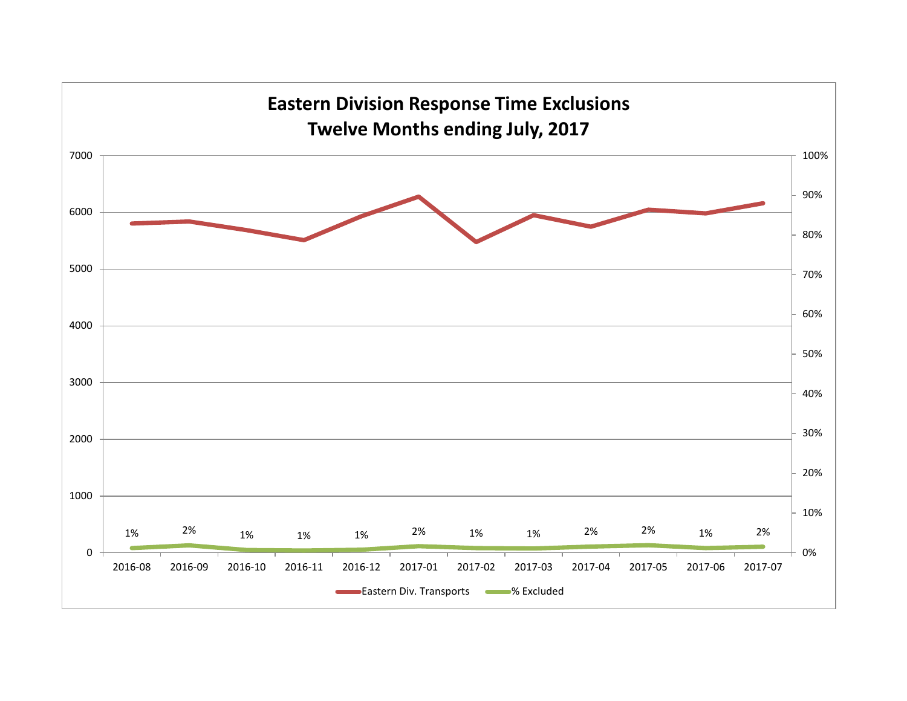# Eastern Division Response Time Exclusions
## Twelve Months ending July, 2017

| Month | % Excluded |
|---|---|
| 2016-08 | 1% |
| 2016-09 | 2% |
| 2016-10 | 1% |
| 2016-11 | 1% |
| 2016-12 | 1% |
| 2017-01 | 2% |
| 2017-02 | 1% |
| 2017-03 | 1% |
| 2017-04 | 2% |
| 2017-05 | 2% |
| 2017-06 | 1% |
| 2017-07 | 2% |

Eastern Div. Transports — % Excluded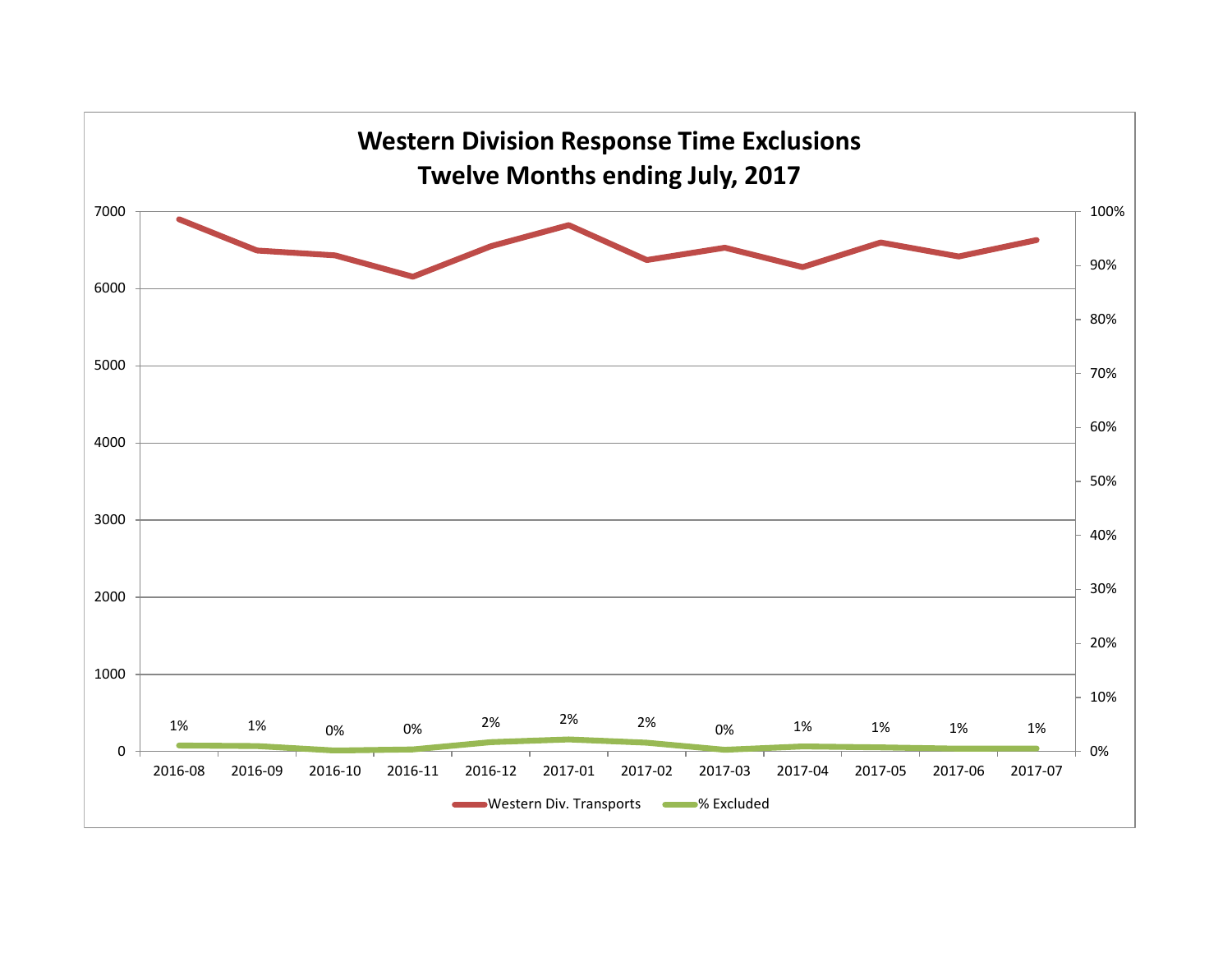**Western Division Response Time Exclusions**
**Twelve Months ending July, 2017**

7000
6000
5000
4000
3000
2000
1000
0

100%
90%
80%
70%
60%
50%
40%
30%
20%
10%
0%

1%
1%
0%
0%
2%
2%
2%
0%
1%
1%
1%
1%

2016-08
2016-09
2016-10
2016-11
2016-12
2017-01
2017-02
2017-03
2017-04
2017-05
2017-06
2017-07

Western Div. Transports
% Excluded